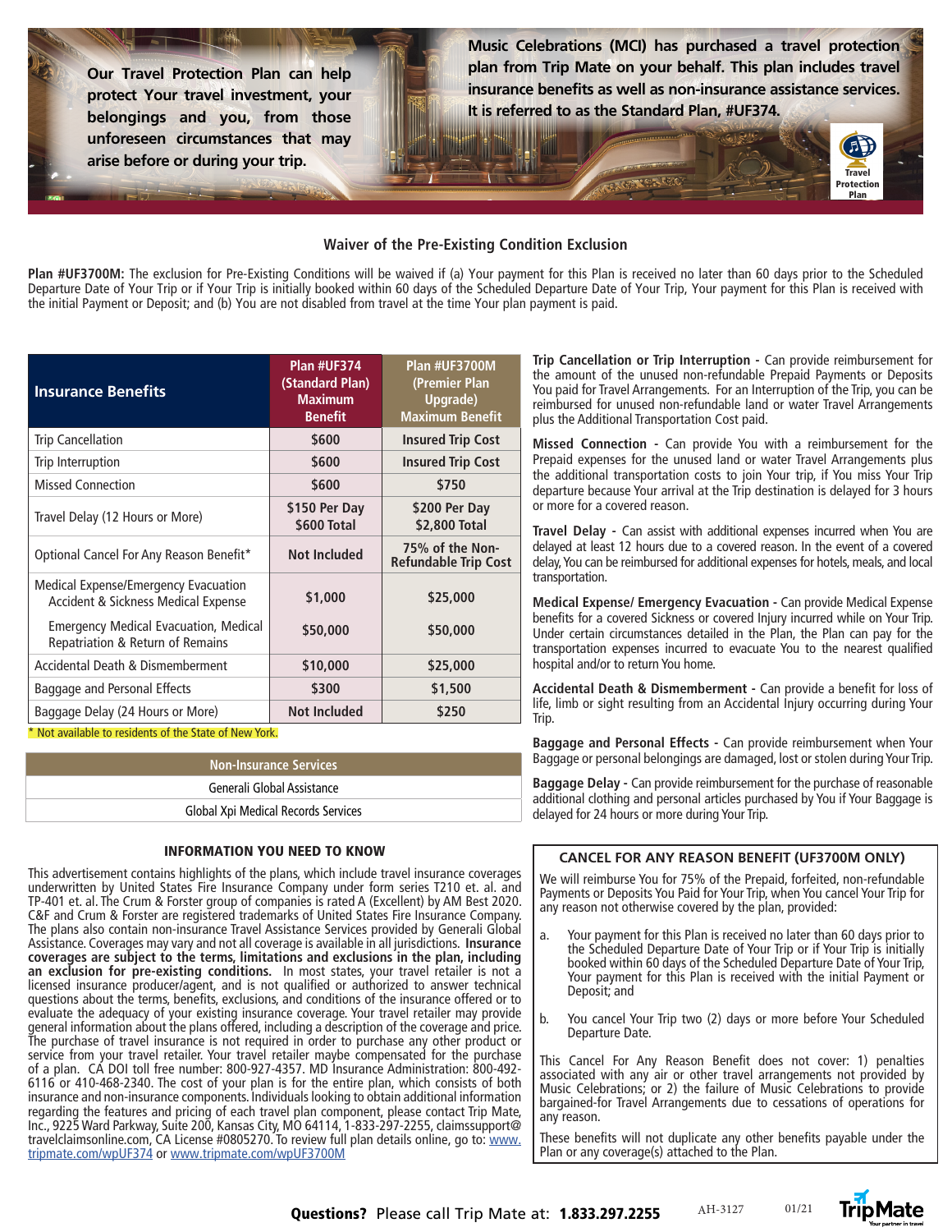Our Travel Protection Plan can help protect Your travel investment, your belongings and you, from those unforeseen circumstances that may arise before or during your trip.

**Music Celebrations (MCI) has purchased a travel protection plan from Trip Mate on your behalf. This plan includes travel insurance benefits as well as non-insurance assistance services. It is referred to as the Standard Plan, #UF374.**

Travel Protection Plan

### Waiver of the Pre-Existing Condition Exclusion

**Plan #UF3700M:** The exclusion for Pre-Existing Conditions will be waived if (a) Your payment for this Plan is received no later than 60 days prior to the Scheduled Departure Date of Your Trip or if Your Trip is initially booked within 60 days of the Scheduled Departure Date of Your Trip, Your payment for this Plan is received with the initial Payment or Deposit; and (b) You are not disabled from travel at the time Your plan payment is paid.

| Insurance Benefits | Plan #UF374 (Standard Plan) Maximum Benefit | Plan #UF3700M (Premier Plan Upgrade) Maximum Benefit |
|---|---|---|
| Trip Cancellation | $600 | Insured Trip Cost |
| Trip Interruption | $600 | Insured Trip Cost |
| Missed Connection | $600 | $750 |
| Travel Delay (12 Hours or More) | $150 Per Day $600 Total | $200 Per Day $2,800 Total |
| Optional Cancel For Any Reason Benefit* | Not Included | 75% of the Non-Refundable Trip Cost |
| Medical Expense/Emergency Evacuation Accident & Sickness Medical Expense | $1,000 | $25,000 |
| Emergency Medical Evacuation, Medical Repatriation & Return of Remains | $50,000 | $50,000 |
| Accidental Death & Dismemberment | $10,000 | $25,000 |
| Baggage and Personal Effects | $300 | $1,500 |
| Baggage Delay (24 Hours or More) | Not Included | $250 |

* Not available to residents of the State of New York.

| Non-Insurance Services |
|---|
| Generali Global Assistance |
| Global Xpi Medical Records Services |

**Trip Cancellation or Trip Interruption -** Can provide reimbursement for the amount of the unused non-refundable Prepaid Payments or Deposits You paid for Travel Arrangements. For an Interruption of the Trip, you can be reimbursed for unused non-refundable land or water Travel Arrangements plus the Additional Transportation Cost paid.

**Missed Connection -** Can provide You with a reimbursement for the Prepaid expenses for the unused land or water Travel Arrangements plus the additional transportation costs to join Your trip, if You miss Your Trip departure because Your arrival at the Trip destination is delayed for 3 hours or more for a covered reason.

**Travel Delay -** Can assist with additional expenses incurred when You are delayed at least 12 hours due to a covered reason. In the event of a covered delay, You can be reimbursed for additional expenses for hotels, meals, and local transportation.

**Medical Expense/ Emergency Evacuation -** Can provide Medical Expense benefits for a covered Sickness or covered Injury incurred while on Your Trip. Under certain circumstances detailed in the Plan, the Plan can pay for the transportation expenses incurred to evacuate You to the nearest qualified hospital and/or to return You home.

**Accidental Death & Dismemberment -** Can provide a benefit for loss of life, limb or sight resulting from an Accidental Injury occurring during Your Trip.

**Baggage and Personal Effects -** Can provide reimbursement when Your Baggage or personal belongings are damaged, lost or stolen during Your Trip.

**Baggage Delay -** Can provide reimbursement for the purchase of reasonable additional clothing and personal articles purchased by You if Your Baggage is delayed for 24 hours or more during Your Trip.

### INFORMATION YOU NEED TO KNOW

This advertisement contains highlights of the plans, which include travel insurance coverages underwritten by United States Fire Insurance Company under form series T210 et. al. and TP-401 et. al. The Crum & Forster group of companies is rated A (Excellent) by AM Best 2020. C&F and Crum & Forster are registered trademarks of United States Fire Insurance Company. The plans also contain non-insurance Travel Assistance Services provided by Generali Global Assistance. Coverages may vary and not all coverage is available in all jurisdictions. **Insurance coverages are subject to the terms, limitations and exclusions in the plan, including an exclusion for pre-existing conditions.** In most states, your travel retailer is not a licensed insurance producer/agent, and is not qualified or authorized to answer technical questions about the terms, benefits, exclusions, and conditions of the insurance offered or to evaluate the adequacy of your existing insurance coverage. Your travel retailer may provide general information about the plans offered, including a description of the coverage and price. The purchase of travel insurance is not required in order to purchase any other product or service from your travel retailer. Your travel retailer maybe compensated for the purchase of a plan. CA DOI toll free number: 800-927-4357. MD Insurance Administration: 800-492-6116 or 410-468-2340. The cost of your plan is for the entire plan, which consists of both insurance and non-insurance components. Individuals looking to obtain additional information regarding the features and pricing of each travel plan component, please contact Trip Mate, Inc., 9225 Ward Parkway, Suite 200, Kansas City, MO 64114, 1-833-297-2255, claimssupport@travelclaimsonline.com, CA License #0805270. To review full plan details online, go to: www.tripmate.com/wpUF374 or www.tripmate.com/wpUF3700M

### CANCEL FOR ANY REASON BENEFIT (UF3700M ONLY)

We will reimburse You for 75% of the Prepaid, forfeited, non-refundable Payments or Deposits You Paid for Your Trip, when You cancel Your Trip for any reason not otherwise covered by the plan, provided:

a. Your payment for this Plan is received no later than 60 days prior to the Scheduled Departure Date of Your Trip or if Your Trip is initially booked within 60 days of the Scheduled Departure Date of Your Trip, Your payment for this Plan is received with the initial Payment or Deposit; and

b. You cancel Your Trip two (2) days or more before Your Scheduled Departure Date.

This Cancel For Any Reason Benefit does not cover: 1) penalties associated with any air or other travel arrangements not provided by Music Celebrations; or 2) the failure of Music Celebrations to provide bargained-for Travel Arrangements due to cessations of operations for any reason.

These benefits will not duplicate any other benefits payable under the Plan or any coverage(s) attached to the Plan.

**Questions?** Please call Trip Mate at: **1.833.297.2255**

AH-3127 01/21

TripMate Your partner in travel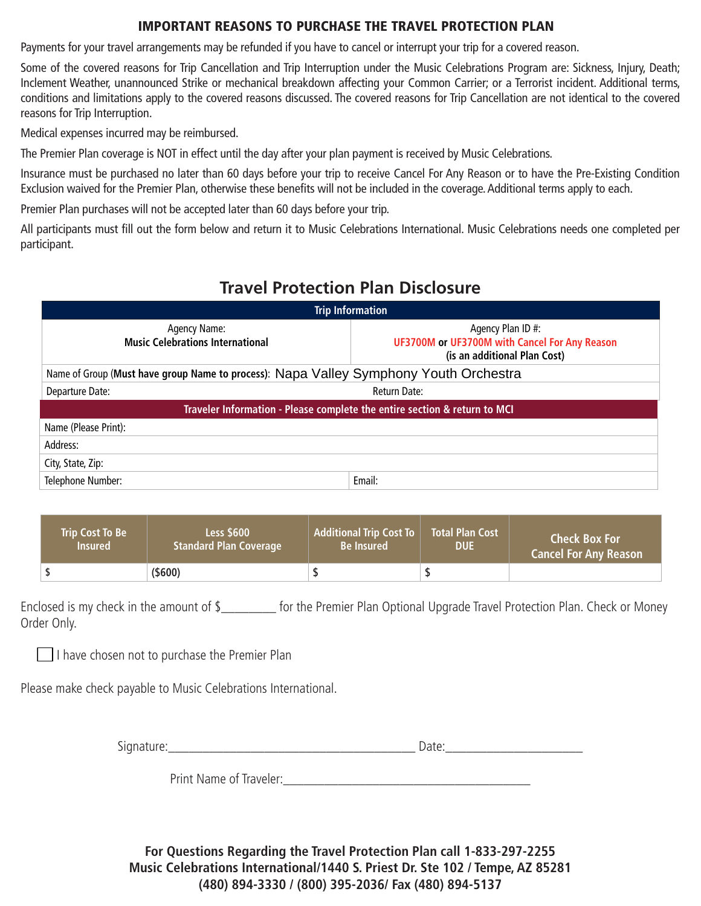## IMPORTANT REASONS TO PURCHASE THE TRAVEL PROTECTION PLAN

Payments for your travel arrangements may be refunded if you have to cancel or interrupt your trip for a covered reason.

Some of the covered reasons for Trip Cancellation and Trip Interruption under the Music Celebrations Program are: Sickness, Injury, Death; Inclement Weather, unannounced Strike or mechanical breakdown affecting your Common Carrier; or a Terrorist incident. Additional terms, conditions and limitations apply to the covered reasons discussed. The covered reasons for Trip Cancellation are not identical to the covered reasons for Trip Interruption.

Medical expenses incurred may be reimbursed.

The Premier Plan coverage is NOT in effect until the day after your plan payment is received by Music Celebrations.

Insurance must be purchased no later than 60 days before your trip to receive Cancel For Any Reason or to have the Pre-Existing Condition Exclusion waived for the Premier Plan, otherwise these benefits will not be included in the coverage. Additional terms apply to each.

Premier Plan purchases will not be accepted later than 60 days before your trip.

All participants must fill out the form below and return it to Music Celebrations International. Music Celebrations needs one completed per participant.

# Travel Protection Plan Disclosure

| Trip Information | |
|---|---|
| Agency Name: **Music Celebrations International** | Agency Plan ID #: **UF3700M or UF3700M with Cancel For Any Reason (is an additional Plan Cost)** |
| Name of Group (**Must have group Name to process**): Napa Valley Symphony Youth Orchestra | |
| Departure Date: | Return Date: |

| Traveler Information - Please complete the entire section & return to MCI | |
|---|---|
| Name (Please Print): | |
| Address: | |
| City, State, Zip: | |
| Telephone Number: | Email: |

| Trip Cost To Be Insured | Less $600 Standard Plan Coverage | Additional Trip Cost To Be Insured | Total Plan Cost DUE | Check Box For Cancel For Any Reason |
|---|---|---|---|---|
| $ | ($600) | $ | $ | |

Enclosed is my check in the amount of $_________ for the Premier Plan Optional Upgrade Travel Protection Plan. Check or Money Order Only.

☐ I have chosen not to purchase the Premier Plan

Please make check payable to Music Celebrations International.

Signature:_________________________________________ Date:_______________________

Print Name of Traveler:_________________________________________

**For Questions Regarding the Travel Protection Plan call 1-833-297-2255**
**Music Celebrations International/1440 S. Priest Dr. Ste 102 / Tempe, AZ 85281**
**(480) 894-3330 / (800) 395-2036/ Fax (480) 894-5137**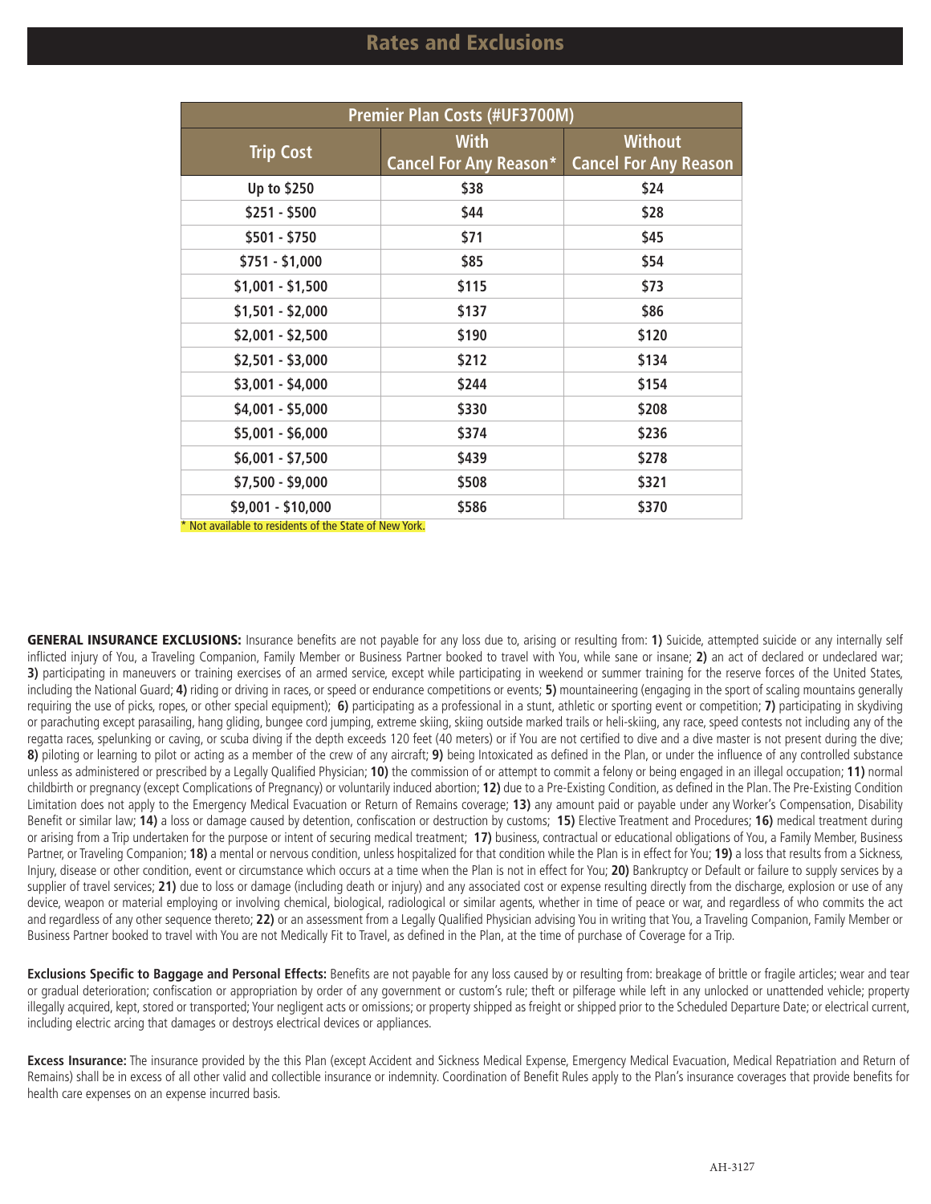# Rates and Exclusions

| Premier Plan Costs (#UF3700M) | | |
|---|---|---|
| **Trip Cost** | **With Cancel For Any Reason*** | **Without Cancel For Any Reason** |
| Up to $250 | $38 | $24 |
| $251 - $500 | $44 | $28 |
| $501 - $750 | $71 | $45 |
| $751 - $1,000 | $85 | $54 |
| $1,001 - $1,500 | $115 | $73 |
| $1,501 - $2,000 | $137 | $86 |
| $2,001 - $2,500 | $190 | $120 |
| $2,501 - $3,000 | $212 | $134 |
| $3,001 - $4,000 | $244 | $154 |
| $4,001 - $5,000 | $330 | $208 |
| $5,001 - $6,000 | $374 | $236 |
| $6,001 - $7,500 | $439 | $278 |
| $7,500 - $9,000 | $508 | $321 |
| $9,001 - $10,000 | $586 | $370 |

* Not available to residents of the State of New York.

**GENERAL INSURANCE EXCLUSIONS:** Insurance benefits are not payable for any loss due to, arising or resulting from: **1)** Suicide, attempted suicide or any internally self inflicted injury of You, a Traveling Companion, Family Member or Business Partner booked to travel with You, while sane or insane; **2)** an act of declared or undeclared war; **3)** participating in maneuvers or training exercises of an armed service, except while participating in weekend or summer training for the reserve forces of the United States, including the National Guard; **4)** riding or driving in races, or speed or endurance competitions or events; **5)** mountaineering (engaging in the sport of scaling mountains generally requiring the use of picks, ropes, or other special equipment); **6)** participating as a professional in a stunt, athletic or sporting event or competition; **7)** participating in skydiving or parachuting except parasailing, hang gliding, bungee cord jumping, extreme skiing, skiing outside marked trails or heli-skiing, any race, speed contests not including any of the regatta races, spelunking or caving, or scuba diving if the depth exceeds 120 feet (40 meters) or if You are not certified to dive and a dive master is not present during the dive; **8)** piloting or learning to pilot or acting as a member of the crew of any aircraft; **9)** being Intoxicated as defined in the Plan, or under the influence of any controlled substance unless as administered or prescribed by a Legally Qualified Physician; **10)** the commission of or attempt to commit a felony or being engaged in an illegal occupation; **11)** normal childbirth or pregnancy (except Complications of Pregnancy) or voluntarily induced abortion; **12)** due to a Pre-Existing Condition, as defined in the Plan. The Pre-Existing Condition Limitation does not apply to the Emergency Medical Evacuation or Return of Remains coverage; **13)** any amount paid or payable under any Worker's Compensation, Disability Benefit or similar law; **14)** a loss or damage caused by detention, confiscation or destruction by customs; **15)** Elective Treatment and Procedures; **16)** medical treatment during or arising from a Trip undertaken for the purpose or intent of securing medical treatment; **17)** business, contractual or educational obligations of You, a Family Member, Business Partner, or Traveling Companion; **18)** a mental or nervous condition, unless hospitalized for that condition while the Plan is in effect for You; **19)** a loss that results from a Sickness, Injury, disease or other condition, event or circumstance which occurs at a time when the Plan is not in effect for You; **20)** Bankruptcy or Default or failure to supply services by a supplier of travel services; **21)** due to loss or damage (including death or injury) and any associated cost or expense resulting directly from the discharge, explosion or use of any device, weapon or material employing or involving chemical, biological, radiological or similar agents, whether in time of peace or war, and regardless of who commits the act and regardless of any other sequence thereto; **22)** or an assessment from a Legally Qualified Physician advising You in writing that You, a Traveling Companion, Family Member or Business Partner booked to travel with You are not Medically Fit to Travel, as defined in the Plan, at the time of purchase of Coverage for a Trip.

**Exclusions Specific to Baggage and Personal Effects:** Benefits are not payable for any loss caused by or resulting from: breakage of brittle or fragile articles; wear and tear or gradual deterioration; confiscation or appropriation by order of any government or custom's rule; theft or pilferage while left in any unlocked or unattended vehicle; property illegally acquired, kept, stored or transported; Your negligent acts or omissions; or property shipped as freight or shipped prior to the Scheduled Departure Date; or electrical current, including electric arcing that damages or destroys electrical devices or appliances.

**Excess Insurance:** The insurance provided by the this Plan (except Accident and Sickness Medical Expense, Emergency Medical Evacuation, Medical Repatriation and Return of Remains) shall be in excess of all other valid and collectible insurance or indemnity. Coordination of Benefit Rules apply to the Plan's insurance coverages that provide benefits for health care expenses on an expense incurred basis.

AH-3127